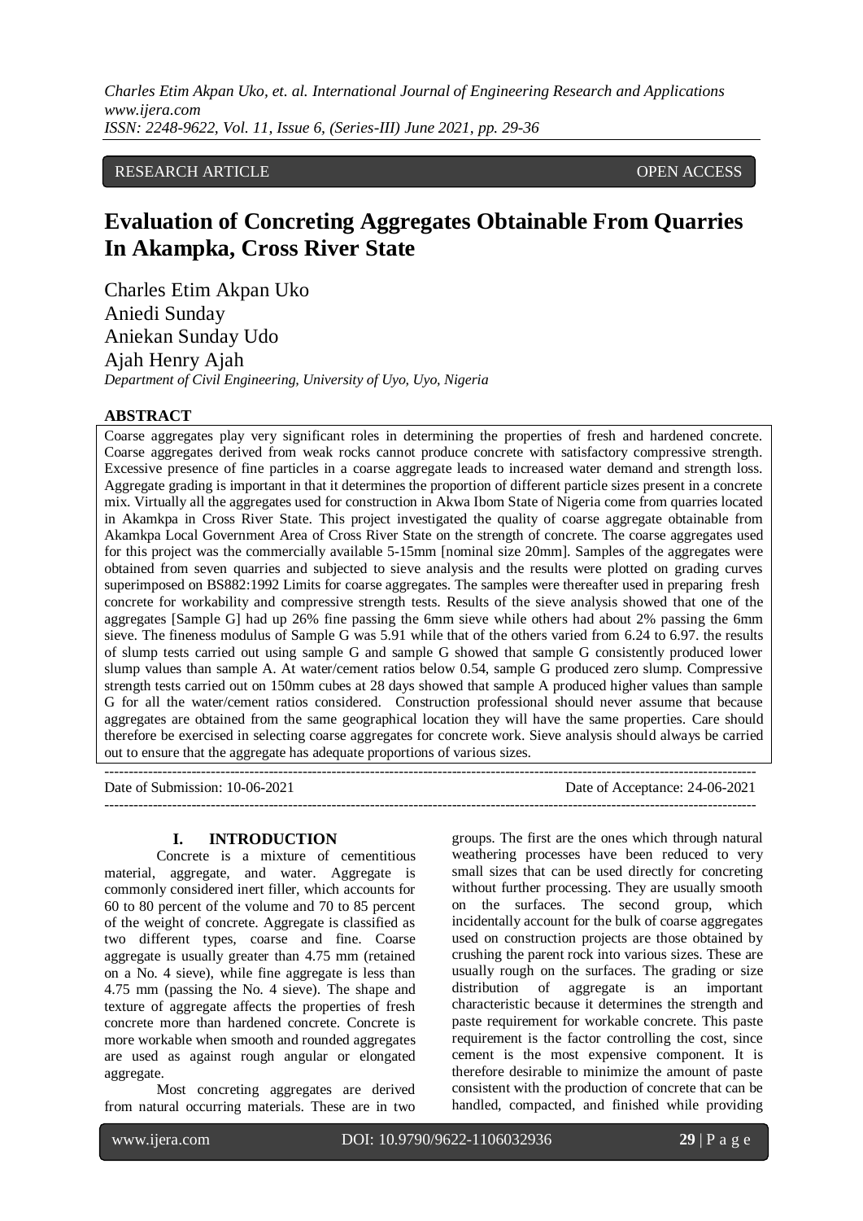RESEARCH ARTICLE OPEN ACCESS

# Evaluation of Concreting Aggregates Obtainable From Quarries In Akampka, Cross River State

Charles Etim Akpan Uko
Aniedi Sunday
Aniekan Sunday Udo
Ajah Henry Ajah

*Department of Civil Engineering, University of Uyo, Uyo, Nigeria*

## ABSTRACT

Coarse aggregates play very significant roles in determining the properties of fresh and hardened concrete. Coarse aggregates derived from weak rocks cannot produce concrete with satisfactory compressive strength. Excessive presence of fine particles in a coarse aggregate leads to increased water demand and strength loss. Aggregate grading is important in that it determines the proportion of different particle sizes present in a concrete mix. Virtually all the aggregates used for construction in Akwa Ibom State of Nigeria come from quarries located in Akamkpa in Cross River State. This project investigated the quality of coarse aggregate obtainable from Akamkpa Local Government Area of Cross River State on the strength of concrete. The coarse aggregates used for this project was the commercially available 5-15mm [nominal size 20mm]. Samples of the aggregates were obtained from seven quarries and subjected to sieve analysis and the results were plotted on grading curves superimposed on BS882:1992 Limits for coarse aggregates. The samples were thereafter used in preparing fresh concrete for workability and compressive strength tests. Results of the sieve analysis showed that one of the aggregates [Sample G] had up 26% fine passing the 6mm sieve while others had about 2% passing the 6mm sieve. The fineness modulus of Sample G was 5.91 while that of the others varied from 6.24 to 6.97. the results of slump tests carried out using sample G and sample G showed that sample G consistently produced lower slump values than sample A. At water/cement ratios below 0.54, sample G produced zero slump. Compressive strength tests carried out on 150mm cubes at 28 days showed that sample A produced higher values than sample G for all the water/cement ratios considered. Construction professional should never assume that because aggregates are obtained from the same geographical location they will have the same properties. Care should therefore be exercised in selecting coarse aggregates for concrete work. Sieve analysis should always be carried out to ensure that the aggregate has adequate proportions of various sizes.

---

Date of Submission: 10-06-2021 Date of Acceptance: 24-06-2021

---

## I. INTRODUCTION

Concrete is a mixture of cementitious material, aggregate, and water. Aggregate is commonly considered inert filler, which accounts for 60 to 80 percent of the volume and 70 to 85 percent of the weight of concrete. Aggregate is classified as two different types, coarse and fine. Coarse aggregate is usually greater than 4.75 mm (retained on a No. 4 sieve), while fine aggregate is less than 4.75 mm (passing the No. 4 sieve). The shape and texture of aggregate affects the properties of fresh concrete more than hardened concrete. Concrete is more workable when smooth and rounded aggregates are used as against rough angular or elongated aggregate.

Most concreting aggregates are derived from natural occurring materials. These are in two groups. The first are the ones which through natural weathering processes have been reduced to very small sizes that can be used directly for concreting without further processing. They are usually smooth on the surfaces. The second group, which incidentally account for the bulk of coarse aggregates used on construction projects are those obtained by crushing the parent rock into various sizes. These are usually rough on the surfaces. The grading or size distribution of aggregate is an important characteristic because it determines the strength and paste requirement for workable concrete. This paste requirement is the factor controlling the cost, since cement is the most expensive component. It is therefore desirable to minimize the amount of paste consistent with the production of concrete that can be handled, compacted, and finished while providing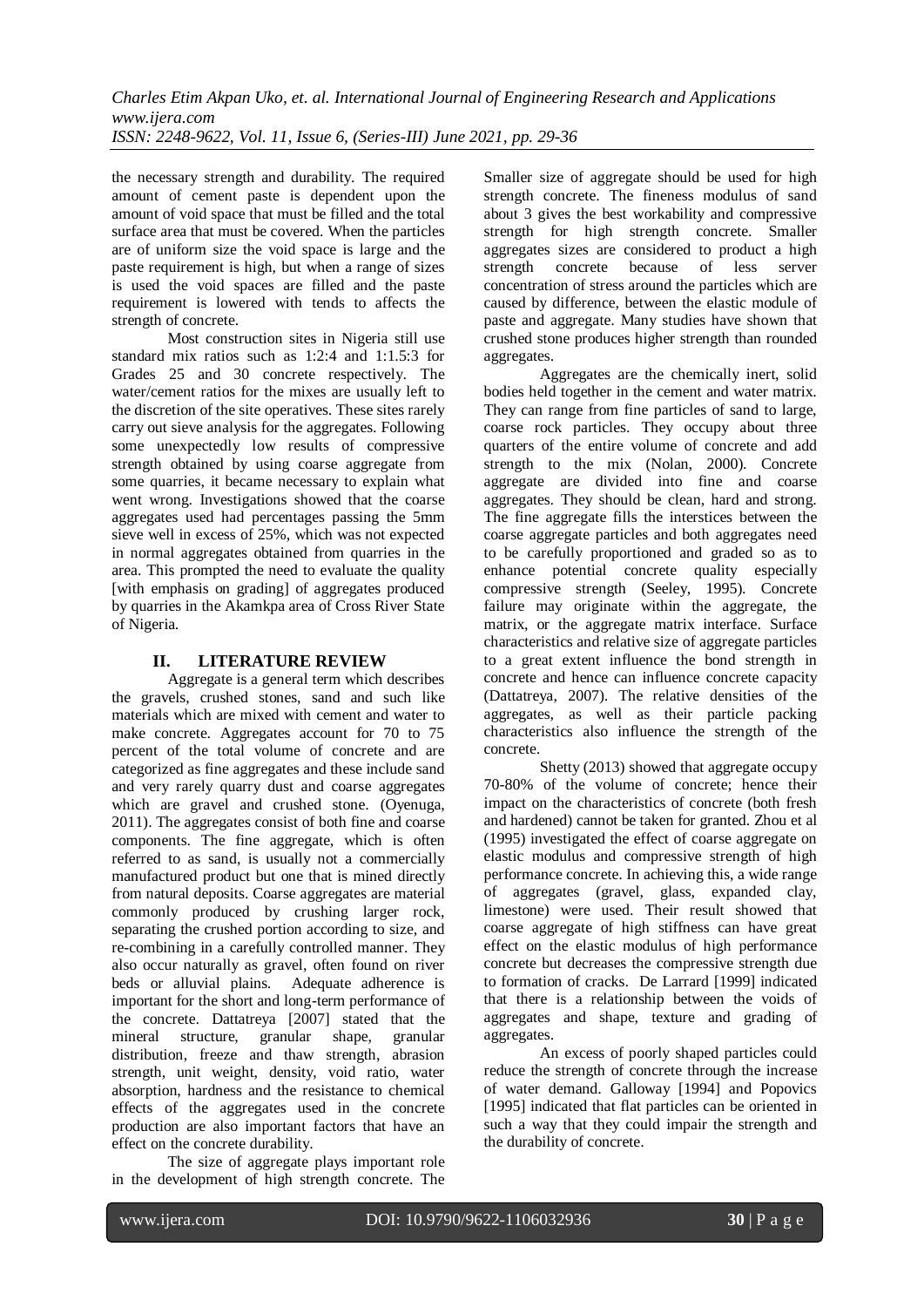the necessary strength and durability. The required amount of cement paste is dependent upon the amount of void space that must be filled and the total surface area that must be covered. When the particles are of uniform size the void space is large and the paste requirement is high, but when a range of sizes is used the void spaces are filled and the paste requirement is lowered with tends to affects the strength of concrete.

Most construction sites in Nigeria still use standard mix ratios such as 1:2:4 and 1:1.5:3 for Grades 25 and 30 concrete respectively. The water/cement ratios for the mixes are usually left to the discretion of the site operatives. These sites rarely carry out sieve analysis for the aggregates. Following some unexpectedly low results of compressive strength obtained by using coarse aggregate from some quarries, it became necessary to explain what went wrong. Investigations showed that the coarse aggregates used had percentages passing the 5mm sieve well in excess of 25%, which was not expected in normal aggregates obtained from quarries in the area. This prompted the need to evaluate the quality [with emphasis on grading] of aggregates produced by quarries in the Akamkpa area of Cross River State of Nigeria.

## II. LITERATURE REVIEW

Aggregate is a general term which describes the gravels, crushed stones, sand and such like materials which are mixed with cement and water to make concrete. Aggregates account for 70 to 75 percent of the total volume of concrete and are categorized as fine aggregates and these include sand and very rarely quarry dust and coarse aggregates which are gravel and crushed stone. (Oyenuga, 2011). The aggregates consist of both fine and coarse components. The fine aggregate, which is often referred to as sand, is usually not a commercially manufactured product but one that is mined directly from natural deposits. Coarse aggregates are material commonly produced by crushing larger rock, separating the crushed portion according to size, and re-combining in a carefully controlled manner. They also occur naturally as gravel, often found on river beds or alluvial plains. Adequate adherence is important for the short and long-term performance of the concrete. Dattatreya [2007] stated that the mineral structure, granular shape, granular distribution, freeze and thaw strength, abrasion strength, unit weight, density, void ratio, water absorption, hardness and the resistance to chemical effects of the aggregates used in the concrete production are also important factors that have an effect on the concrete durability.

The size of aggregate plays important role in the development of high strength concrete. The Smaller size of aggregate should be used for high strength concrete. The fineness modulus of sand about 3 gives the best workability and compressive strength for high strength concrete. Smaller aggregates sizes are considered to product a high strength concrete because of less server concentration of stress around the particles which are caused by difference, between the elastic module of paste and aggregate. Many studies have shown that crushed stone produces higher strength than rounded aggregates.

Aggregates are the chemically inert, solid bodies held together in the cement and water matrix. They can range from fine particles of sand to large, coarse rock particles. They occupy about three quarters of the entire volume of concrete and add strength to the mix (Nolan, 2000). Concrete aggregate are divided into fine and coarse aggregates. They should be clean, hard and strong. The fine aggregate fills the interstices between the coarse aggregate particles and both aggregates need to be carefully proportioned and graded so as to enhance potential concrete quality especially compressive strength (Seeley, 1995). Concrete failure may originate within the aggregate, the matrix, or the aggregate matrix interface. Surface characteristics and relative size of aggregate particles to a great extent influence the bond strength in concrete and hence can influence concrete capacity (Dattatreya, 2007). The relative densities of the aggregates, as well as their particle packing characteristics also influence the strength of the concrete.

Shetty (2013) showed that aggregate occupy 70-80% of the volume of concrete; hence their impact on the characteristics of concrete (both fresh and hardened) cannot be taken for granted. Zhou et al (1995) investigated the effect of coarse aggregate on elastic modulus and compressive strength of high performance concrete. In achieving this, a wide range of aggregates (gravel, glass, expanded clay, limestone) were used. Their result showed that coarse aggregate of high stiffness can have great effect on the elastic modulus of high performance concrete but decreases the compressive strength due to formation of cracks. De Larrard [1999] indicated that there is a relationship between the voids of aggregates and shape, texture and grading of aggregates.

An excess of poorly shaped particles could reduce the strength of concrete through the increase of water demand. Galloway [1994] and Popovics [1995] indicated that flat particles can be oriented in such a way that they could impair the strength and the durability of concrete.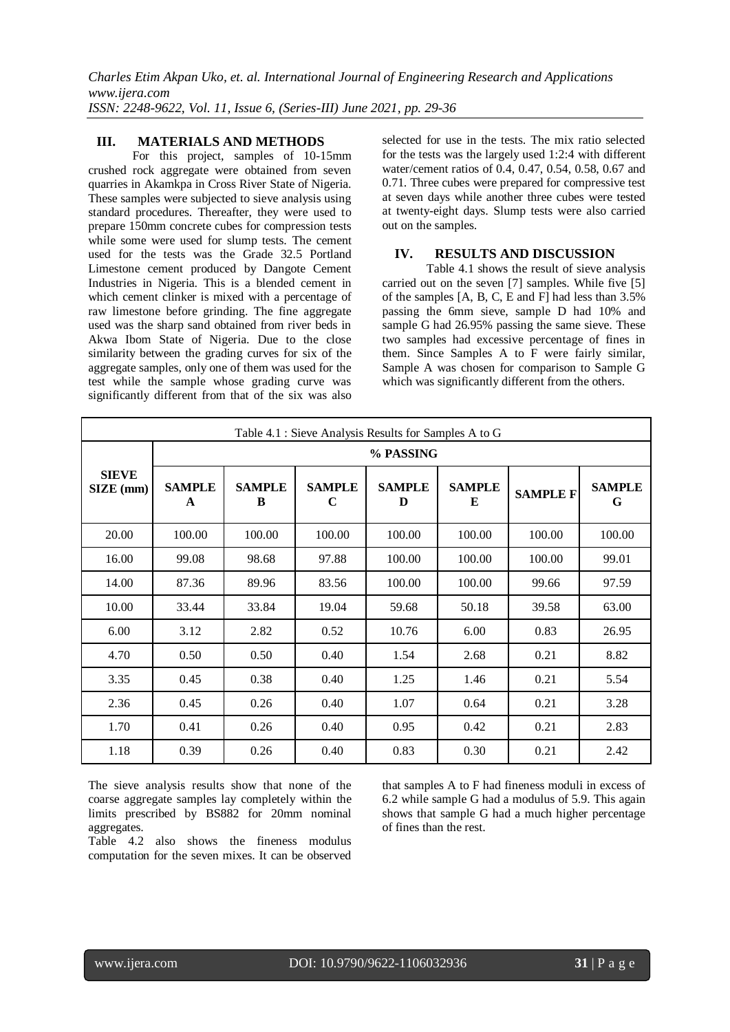## III. MATERIALS AND METHODS

For this project, samples of 10-15mm crushed rock aggregate were obtained from seven quarries in Akamkpa in Cross River State of Nigeria. These samples were subjected to sieve analysis using standard procedures. Thereafter, they were used to prepare 150mm concrete cubes for compression tests while some were used for slump tests. The cement used for the tests was the Grade 32.5 Portland Limestone cement produced by Dangote Cement Industries in Nigeria. This is a blended cement in which cement clinker is mixed with a percentage of raw limestone before grinding. The fine aggregate used was the sharp sand obtained from river beds in Akwa Ibom State of Nigeria. Due to the close similarity between the grading curves for six of the aggregate samples, only one of them was used for the test while the sample whose grading curve was significantly different from that of the six was also selected for use in the tests. The mix ratio selected for the tests was the largely used 1:2:4 with different water/cement ratios of 0.4, 0.47, 0.54, 0.58, 0.67 and 0.71. Three cubes were prepared for compressive test at seven days while another three cubes were tested at twenty-eight days. Slump tests were also carried out on the samples.

## IV. RESULTS AND DISCUSSION

Table 4.1 shows the result of sieve analysis carried out on the seven [7] samples. While five [5] of the samples [A, B, C, E and F] had less than 3.5% passing the 6mm sieve, sample D had 10% and sample G had 26.95% passing the same sieve. These two samples had excessive percentage of fines in them. Since Samples A to F were fairly similar, Sample A was chosen for comparison to Sample G which was significantly different from the others.

Table 4.1 : Sieve Analysis Results for Samples A to G

| SIEVE SIZE (mm) | % PASSING | | | | | | |
|---|---|---|---|---|---|---|---|
| | SAMPLE A | SAMPLE B | SAMPLE C | SAMPLE D | SAMPLE E | SAMPLE F | SAMPLE G |
| 20.00 | 100.00 | 100.00 | 100.00 | 100.00 | 100.00 | 100.00 | 100.00 |
| 16.00 | 99.08 | 98.68 | 97.88 | 100.00 | 100.00 | 100.00 | 99.01 |
| 14.00 | 87.36 | 89.96 | 83.56 | 100.00 | 100.00 | 99.66 | 97.59 |
| 10.00 | 33.44 | 33.84 | 19.04 | 59.68 | 50.18 | 39.58 | 63.00 |
| 6.00 | 3.12 | 2.82 | 0.52 | 10.76 | 6.00 | 0.83 | 26.95 |
| 4.70 | 0.50 | 0.50 | 0.40 | 1.54 | 2.68 | 0.21 | 8.82 |
| 3.35 | 0.45 | 0.38 | 0.40 | 1.25 | 1.46 | 0.21 | 5.54 |
| 2.36 | 0.45 | 0.26 | 0.40 | 1.07 | 0.64 | 0.21 | 3.28 |
| 1.70 | 0.41 | 0.26 | 0.40 | 0.95 | 0.42 | 0.21 | 2.83 |
| 1.18 | 0.39 | 0.26 | 0.40 | 0.83 | 0.30 | 0.21 | 2.42 |

The sieve analysis results show that none of the coarse aggregate samples lay completely within the limits prescribed by BS882 for 20mm nominal aggregates.

Table 4.2 also shows the fineness modulus computation for the seven mixes. It can be observed that samples A to F had fineness moduli in excess of 6.2 while sample G had a modulus of 5.9. This again shows that sample G had a much higher percentage of fines than the rest.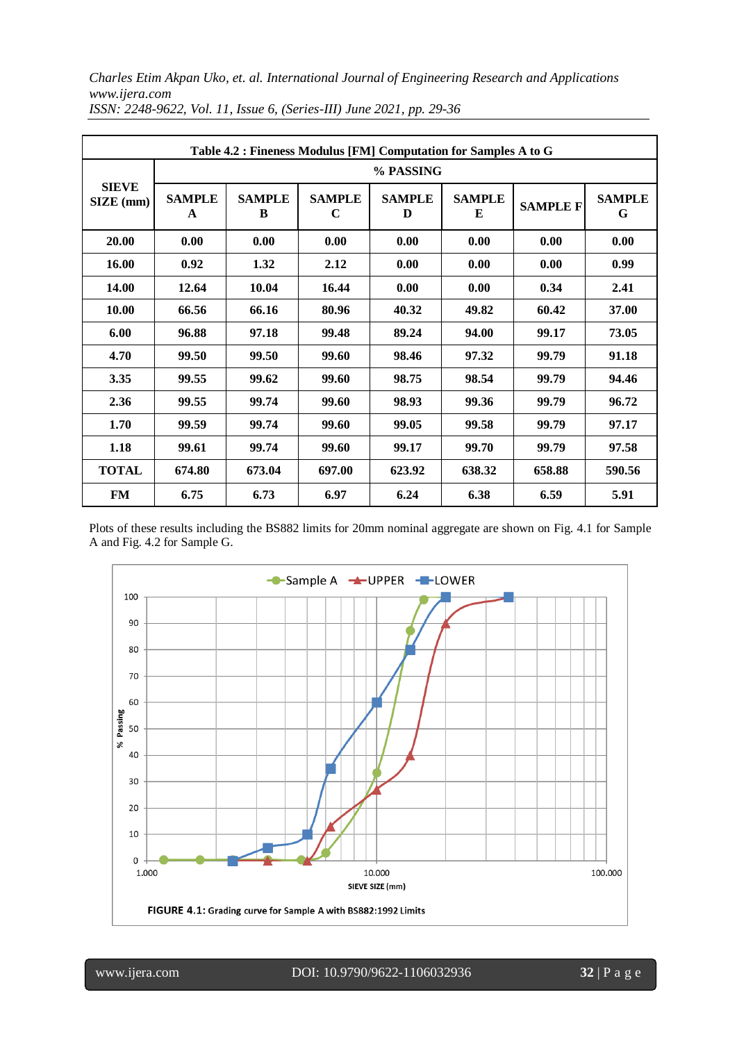| Table 4.2 : Fineness Modulus [FM] Computation for Samples A to G | | | | | | | |
|---|---|---|---|---|---|---|---|
| **SIEVE SIZE (mm)** | **% PASSING** | | | | | | |
| | **SAMPLE A** | **SAMPLE B** | **SAMPLE C** | **SAMPLE D** | **SAMPLE E** | **SAMPLE F** | **SAMPLE G** |
| **20.00** | **0.00** | **0.00** | **0.00** | **0.00** | **0.00** | **0.00** | **0.00** |
| **16.00** | **0.92** | **1.32** | **2.12** | **0.00** | **0.00** | **0.00** | **0.99** |
| **14.00** | **12.64** | **10.04** | **16.44** | **0.00** | **0.00** | **0.34** | **2.41** |
| **10.00** | **66.56** | **66.16** | **80.96** | **40.32** | **49.82** | **60.42** | **37.00** |
| **6.00** | **96.88** | **97.18** | **99.48** | **89.24** | **94.00** | **99.17** | **73.05** |
| **4.70** | **99.50** | **99.50** | **99.60** | **98.46** | **97.32** | **99.79** | **91.18** |
| **3.35** | **99.55** | **99.62** | **99.60** | **98.75** | **98.54** | **99.79** | **94.46** |
| **2.36** | **99.55** | **99.74** | **99.60** | **98.93** | **99.36** | **99.79** | **96.72** |
| **1.70** | **99.59** | **99.74** | **99.60** | **99.05** | **99.58** | **99.79** | **97.17** |
| **1.18** | **99.61** | **99.74** | **99.60** | **99.17** | **99.70** | **99.79** | **97.58** |
| **TOTAL** | **674.80** | **673.04** | **697.00** | **623.92** | **638.32** | **658.88** | **590.56** |
| **FM** | **6.75** | **6.73** | **6.97** | **6.24** | **6.38** | **6.59** | **5.91** |

Plots of these results including the BS882 limits for 20mm nominal aggregate are shown on Fig. 4.1 for Sample A and Fig. 4.2 for Sample G.

**FIGURE 4.1:** Grading curve for Sample A with BS882:1992 Limits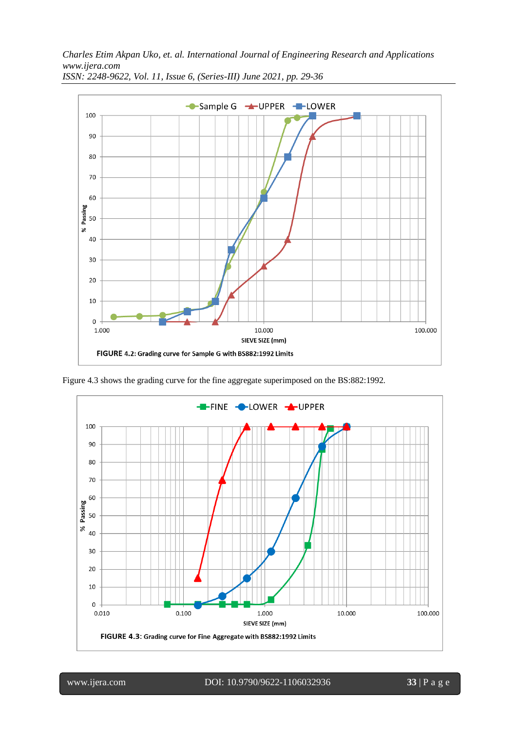**FIGURE 4.2**: Grading curve for Sample G with BS882:1992 Limits

Figure 4.3 shows the grading curve for the fine aggregate superimposed on the BS:882:1992.

**FIGURE 4.3**: Grading curve for Fine Aggregate with BS882:1992 Limits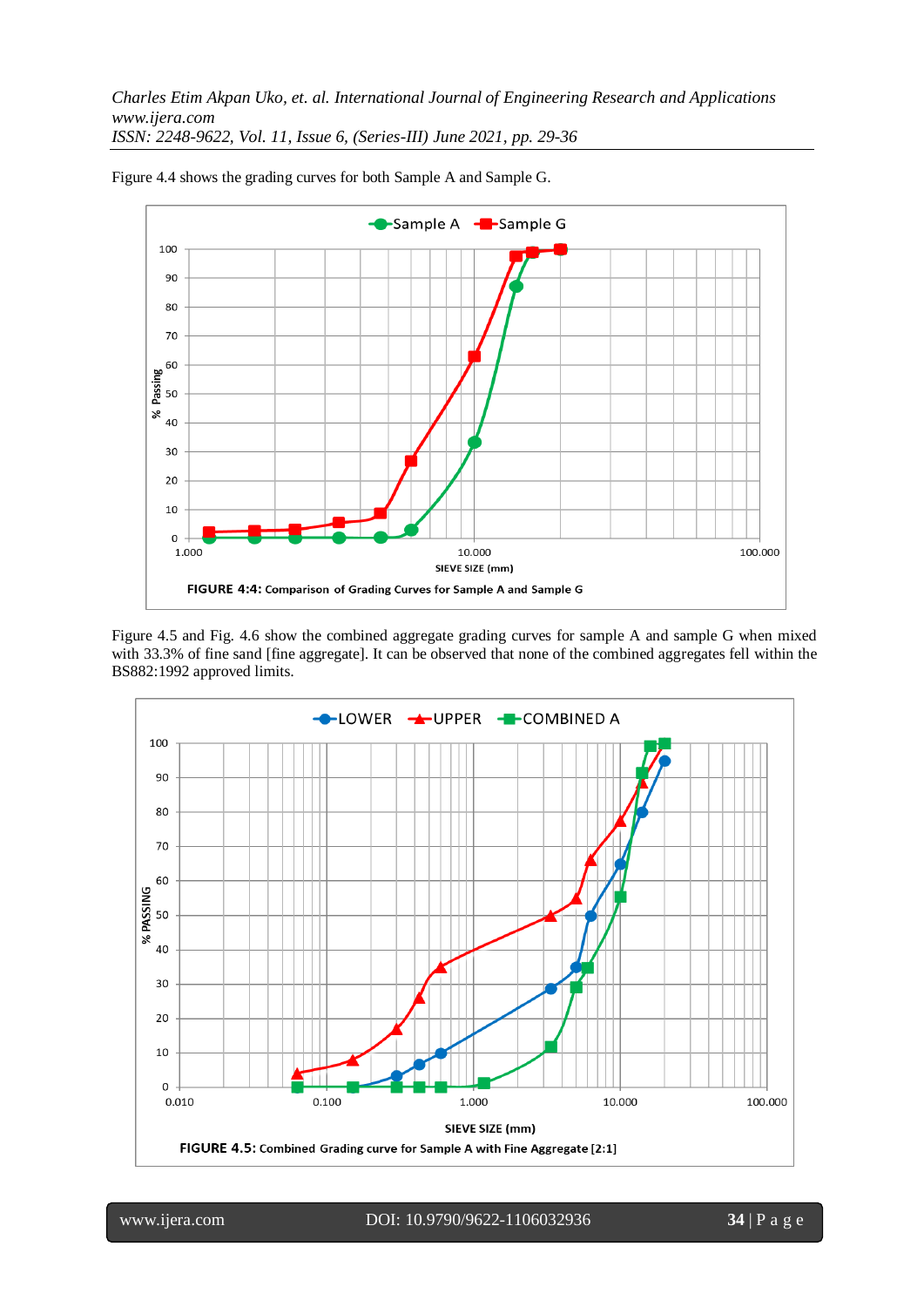Figure 4.4 shows the grading curves for both Sample A and Sample G.

FIGURE 4:4: Comparison of Grading Curves for Sample A and Sample G

Figure 4.5 and Fig. 4.6 show the combined aggregate grading curves for sample A and sample G when mixed with 33.3% of fine sand [fine aggregate]. It can be observed that none of the combined aggregates fell within the BS882:1992 approved limits.

FIGURE 4.5: Combined Grading curve for Sample A with Fine Aggregate [2:1]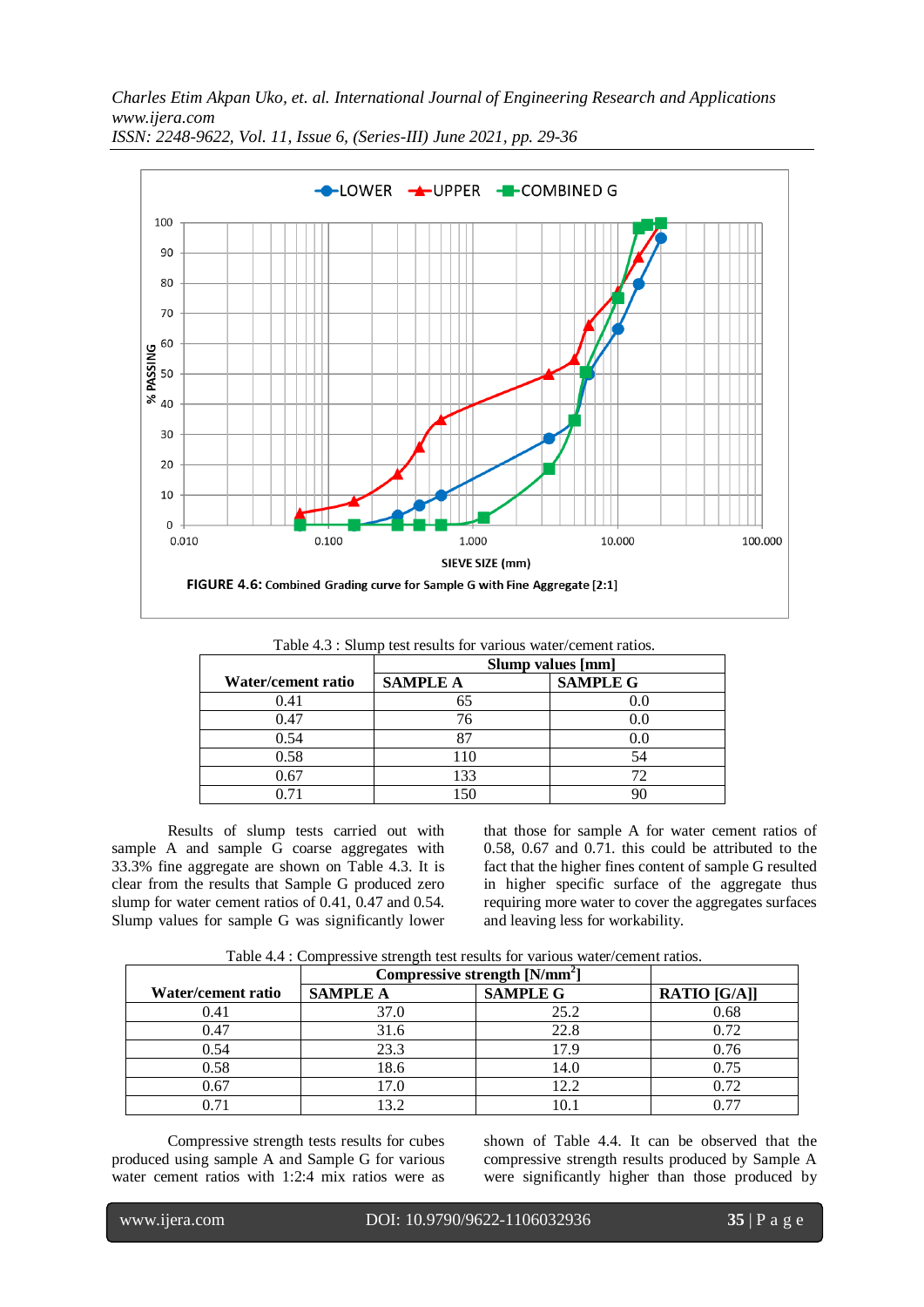**FIGURE 4.6:** Combined Grading curve for Sample G with Fine Aggregate [2:1]

Table 4.3 : Slump test results for various water/cement ratios.

| Water/cement ratio | Slump values [mm] | |
|---|---|---|
| | SAMPLE A | SAMPLE G |
| 0.41 | 65 | 0.0 |
| 0.47 | 76 | 0.0 |
| 0.54 | 87 | 0.0 |
| 0.58 | 110 | 54 |
| 0.67 | 133 | 72 |
| 0.71 | 150 | 90 |

Results of slump tests carried out with sample A and sample G coarse aggregates with 33.3% fine aggregate are shown on Table 4.3. It is clear from the results that Sample G produced zero slump for water cement ratios of 0.41, 0.47 and 0.54. Slump values for sample G was significantly lower that those for sample A for water cement ratios of 0.58, 0.67 and 0.71. this could be attributed to the fact that the higher fines content of sample G resulted in higher specific surface of the aggregate thus requiring more water to cover the aggregates surfaces and leaving less for workability.

Table 4.4 : Compressive strength test results for various water/cement ratios.

| Water/cement ratio | Compressive strength [N/mm$^2$] | | |
|---|---|---|---|
| | SAMPLE A | SAMPLE G | RATIO [G/A]] |
| 0.41 | 37.0 | 25.2 | 0.68 |
| 0.47 | 31.6 | 22.8 | 0.72 |
| 0.54 | 23.3 | 17.9 | 0.76 |
| 0.58 | 18.6 | 14.0 | 0.75 |
| 0.67 | 17.0 | 12.2 | 0.72 |
| 0.71 | 13.2 | 10.1 | 0.77 |

Compressive strength tests results for cubes produced using sample A and Sample G for various water cement ratios with 1:2:4 mix ratios were as shown of Table 4.4. It can be observed that the compressive strength results produced by Sample A were significantly higher than those produced by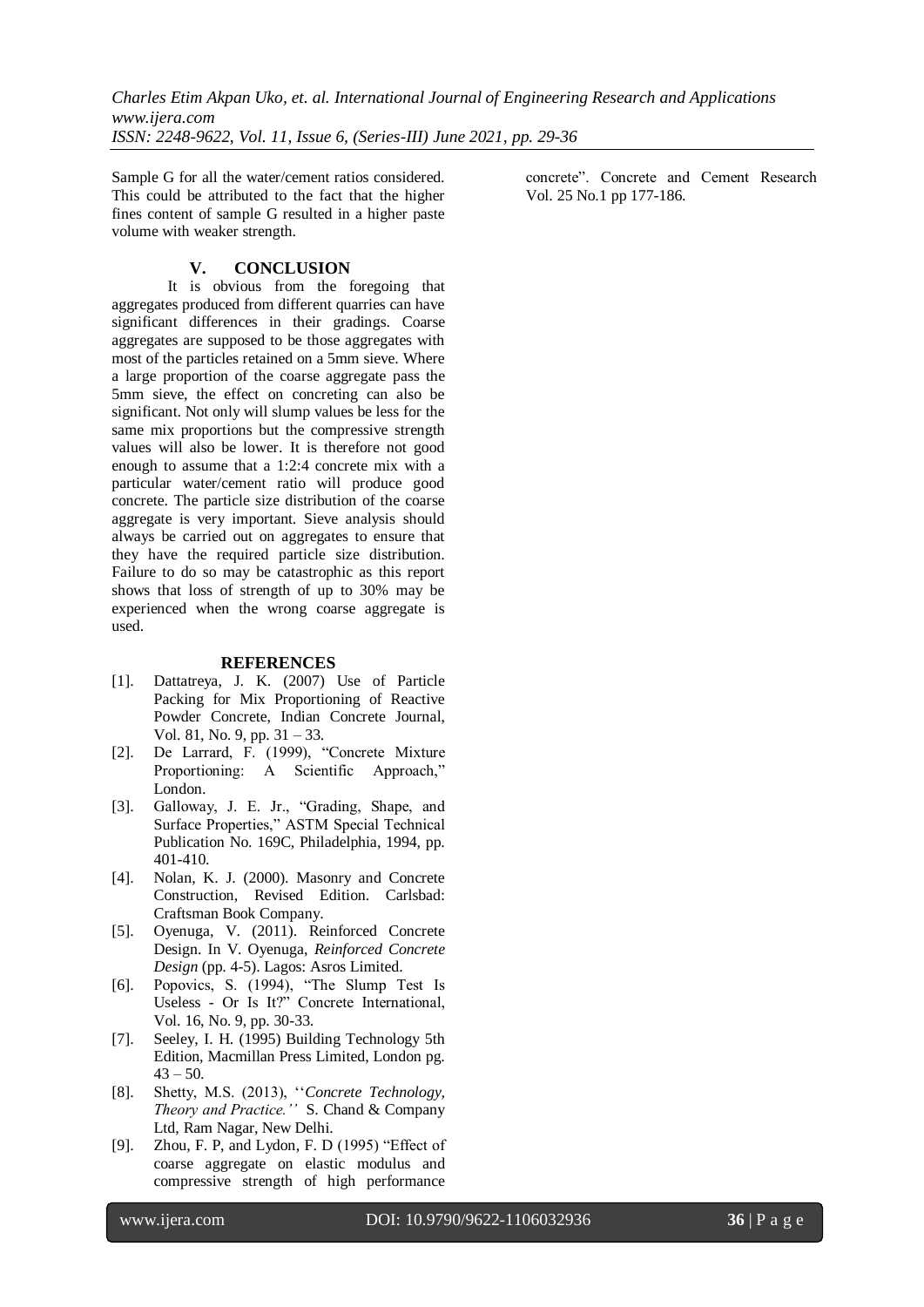Sample G for all the water/cement ratios considered. This could be attributed to the fact that the higher fines content of sample G resulted in a higher paste volume with weaker strength.

## V. CONCLUSION

It is obvious from the foregoing that aggregates produced from different quarries can have significant differences in their gradings. Coarse aggregates are supposed to be those aggregates with most of the particles retained on a 5mm sieve. Where a large proportion of the coarse aggregate pass the 5mm sieve, the effect on concreting can also be significant. Not only will slump values be less for the same mix proportions but the compressive strength values will also be lower. It is therefore not good enough to assume that a 1:2:4 concrete mix with a particular water/cement ratio will produce good concrete. The particle size distribution of the coarse aggregate is very important. Sieve analysis should always be carried out on aggregates to ensure that they have the required particle size distribution. Failure to do so may be catastrophic as this report shows that loss of strength of up to 30% may be experienced when the wrong coarse aggregate is used.

## REFERENCES

[1]. Dattatreya, J. K. (2007) Use of Particle Packing for Mix Proportioning of Reactive Powder Concrete, Indian Concrete Journal, Vol. 81, No. 9, pp. 31 – 33.

[2]. De Larrard, F. (1999), "Concrete Mixture Proportioning: A Scientific Approach," London.

[3]. Galloway, J. E. Jr., "Grading, Shape, and Surface Properties," ASTM Special Technical Publication No. 169C, Philadelphia, 1994, pp. 401-410.

[4]. Nolan, K. J. (2000). Masonry and Concrete Construction, Revised Edition. Carlsbad: Craftsman Book Company.

[5]. Oyenuga, V. (2011). Reinforced Concrete Design. In V. Oyenuga, *Reinforced Concrete Design* (pp. 4-5). Lagos: Asros Limited.

[6]. Popovics, S. (1994), "The Slump Test Is Useless - Or Is It?" Concrete International, Vol. 16, No. 9, pp. 30-33.

[7]. Seeley, I. H. (1995) Building Technology 5th Edition, Macmillan Press Limited, London pg. 43 – 50.

[8]. Shetty, M.S. (2013), ''*Concrete Technology, Theory and Practice.''* S. Chand & Company Ltd, Ram Nagar, New Delhi.

[9]. Zhou, F. P, and Lydon, F. D (1995) "Effect of coarse aggregate on elastic modulus and compressive strength of high performance concrete". Concrete and Cement Research Vol. 25 No.1 pp 177-186.